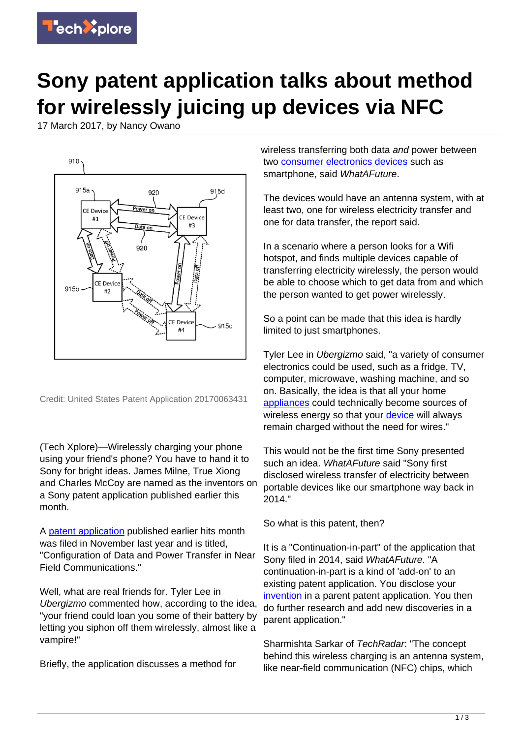# Sony patent application talks about method for wirelessly juicing up devices via NFC

17 March 2017, by Nancy Owano

Credit: United States Patent Application 20170063431

(Tech Xplore)—Wirelessly charging your phone using your friend's phone? You have to hand it to Sony for bright ideas. James Milne, True Xiong and Charles McCoy are named as the inventors on a Sony patent application published earlier this month.

A patent application published earlier hits month was filed in November last year and is titled, "Configuration of Data and Power Transfer in Near Field Communications."

Well, what are real friends for. Tyler Lee in *Ubergizmo* commented how, according to the idea, "your friend could loan you some of their battery by letting you siphon off them wirelessly, almost like a vampire!"

Briefly, the application discusses a method for wireless transferring both data *and* power between two consumer electronics devices such as smartphone, said *WhatAFuture*.

The devices would have an antenna system, with at least two, one for wireless electricity transfer and one for data transfer, the report said.

In a scenario where a person looks for a Wifi hotspot, and finds multiple devices capable of transferring electricity wirelessly, the person would be able to choose which to get data from and which the person wanted to get power wirelessly.

So a point can be made that this idea is hardly limited to just smartphones.

Tyler Lee in *Ubergizmo* said, "a variety of consumer electronics could be used, such as a fridge, TV, computer, microwave, washing machine, and so on. Basically, the idea is that all your home appliances could technically become sources of wireless energy so that your device will always remain charged without the need for wires."

This would not be the first time Sony presented such an idea. *WhatAFuture* said "Sony first disclosed wireless transfer of electricity between portable devices like our smartphone way back in 2014."

So what is this patent, then?

It is a "Continuation-in-part" of the application that Sony filed in 2014, said *WhatAFuture.* "A continuation-in-part is a kind of 'add-on' to an existing patent application. You disclose your invention in a parent patent application. You then do further research and add new discoveries in a parent application."

Sharmishta Sarkar of *TechRadar*: "The concept behind this wireless charging is an antenna system, like near-field communication (NFC) chips, which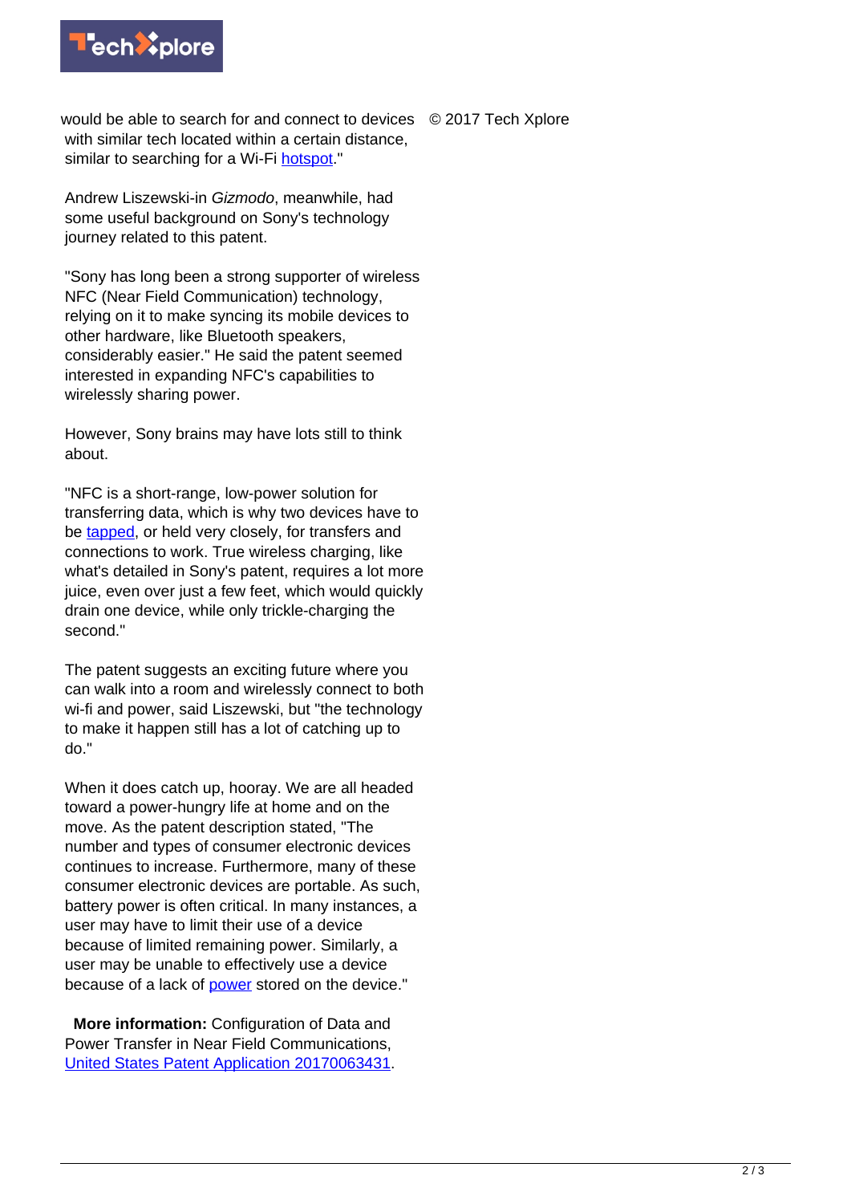would be able to search for and connect to devices with similar tech located within a certain distance, similar to searching for a Wi-Fi hotspot."

Andrew Liszewski-in *Gizmodo*, meanwhile, had some useful background on Sony's technology journey related to this patent.

"Sony has long been a strong supporter of wireless NFC (Near Field Communication) technology, relying on it to make syncing its mobile devices to other hardware, like Bluetooth speakers, considerably easier." He said the patent seemed interested in expanding NFC's capabilities to wirelessly sharing power.

However, Sony brains may have lots still to think about.

"NFC is a short-range, low-power solution for transferring data, which is why two devices have to be tapped, or held very closely, for transfers and connections to work. True wireless charging, like what's detailed in Sony's patent, requires a lot more juice, even over just a few feet, which would quickly drain one device, while only trickle-charging the second."

The patent suggests an exciting future where you can walk into a room and wirelessly connect to both wi-fi and power, said Liszewski, but "the technology to make it happen still has a lot of catching up to do."

When it does catch up, hooray. We are all headed toward a power-hungry life at home and on the move. As the patent description stated, "The number and types of consumer electronic devices continues to increase. Furthermore, many of these consumer electronic devices are portable. As such, battery power is often critical. In many instances, a user may have to limit their use of a device because of limited remaining power. Similarly, a user may be unable to effectively use a device because of a lack of power stored on the device."

**More information:** Configuration of Data and Power Transfer in Near Field Communications, United States Patent Application 20170063431.

© 2017 Tech Xplore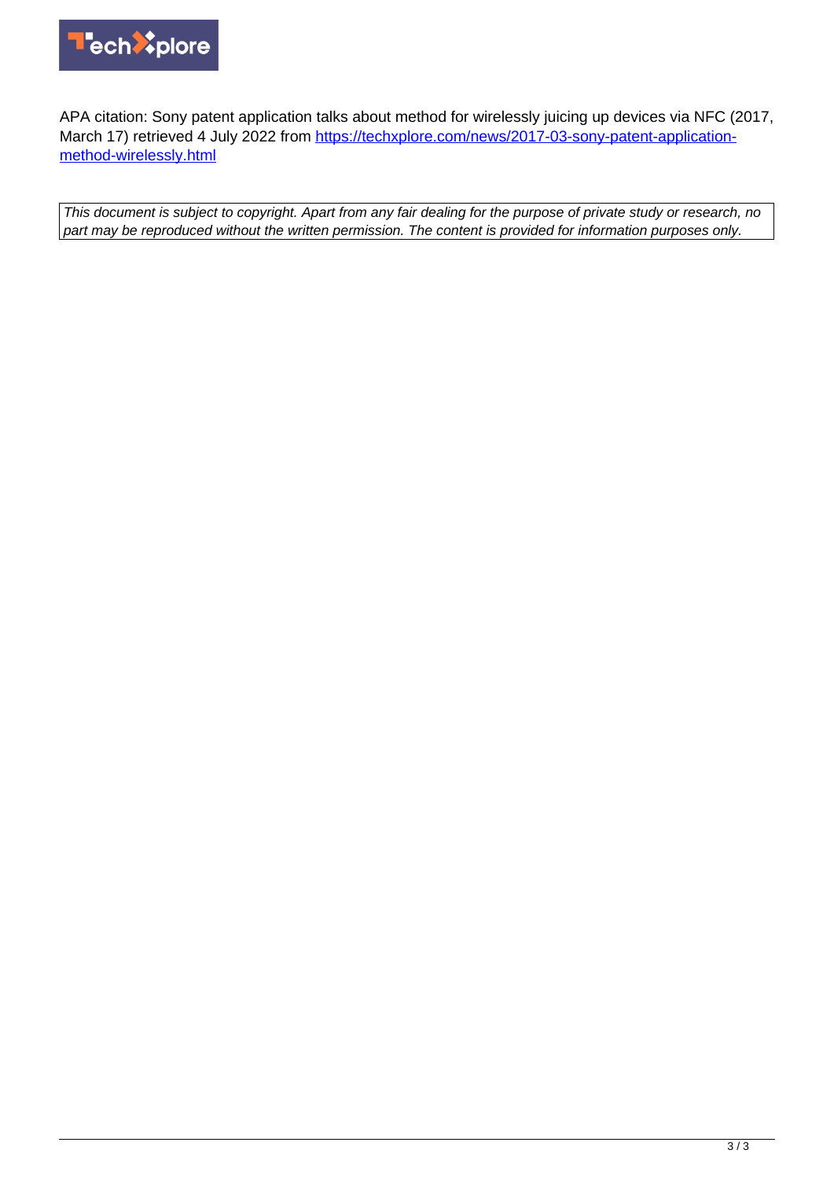APA citation: Sony patent application talks about method for wirelessly juicing up devices via NFC (2017, March 17) retrieved 4 July 2022 from [https://techxplore.com/news/2017-03-sony-patent-application-method-wirelessly.html](https://techxplore.com/news/2017-03-sony-patent-application-method-wirelessly.html)

*This document is subject to copyright. Apart from any fair dealing for the purpose of private study or research, no part may be reproduced without the written permission. The content is provided for information purposes only.*